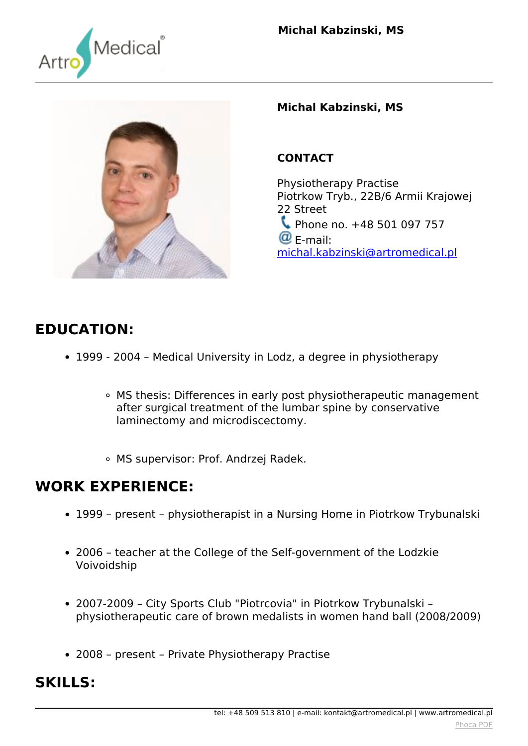# Michal Kabzinski, MS

**Michal Kabzinski, MS**

**CONTACT**

Physiotherapy Practise
Piotrkow Tryb., 22B/6 Armii Krajowej 22 Street
Phone no. +48 501 097 757
E-mail: michal.kabzinski@artromedical.pl

## EDUCATION:

- 1999 - 2004 – Medical University in Lodz, a degree in physiotherapy
  - MS thesis: Differences in early post physiotherapeutic management after surgical treatment of the lumbar spine by conservative laminectomy and microdiscectomy.
  - MS supervisor: Prof. Andrzej Radek.

## WORK EXPERIENCE:

- 1999 – present – physiotherapist in a Nursing Home in Piotrkow Trybunalski
- 2006 – teacher at the College of the Self-government of the Lodzkie Voivoidship
- 2007-2009 – City Sports Club "Piotrcovia" in Piotrkow Trybunalski – physiotherapeutic care of brown medalists in women hand ball (2008/2009)
- 2008 – present – Private Physiotherapy Practise

## SKILLS: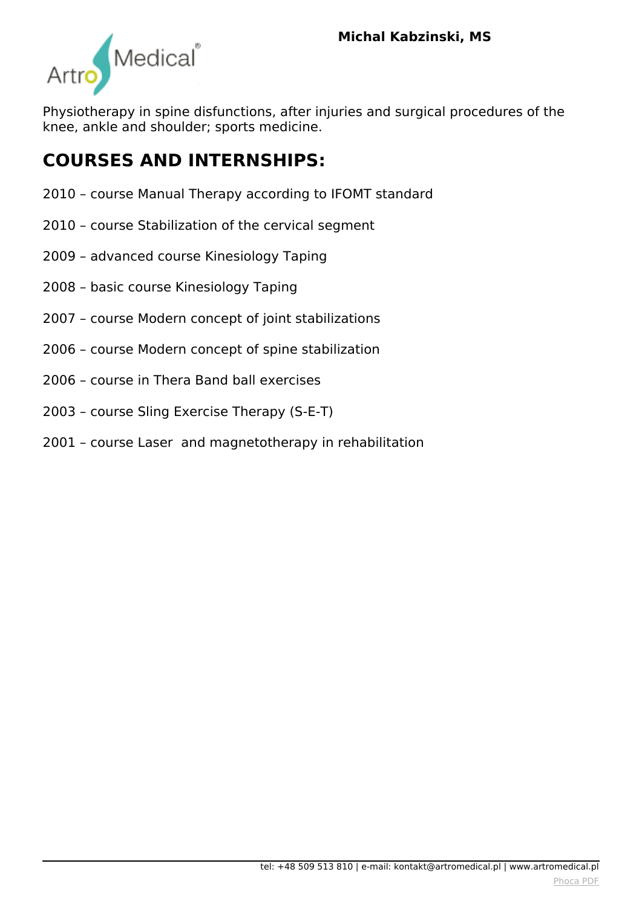**Michal Kabzinski, MS**

Physiotherapy in spine disfunctions, after injuries and surgical procedures of the knee, ankle and shoulder; sports medicine.

## COURSES AND INTERNSHIPS:

2010 – course Manual Therapy according to IFOMT standard

2010 – course Stabilization of the cervical segment

2009 – advanced course Kinesiology Taping

2008 – basic course Kinesiology Taping

2007 – course Modern concept of joint stabilizations

2006 – course Modern concept of spine stabilization

2006 – course in Thera Band ball exercises

2003 – course Sling Exercise Therapy (S-E-T)

2001 – course Laser  and magnetotherapy in rehabilitation